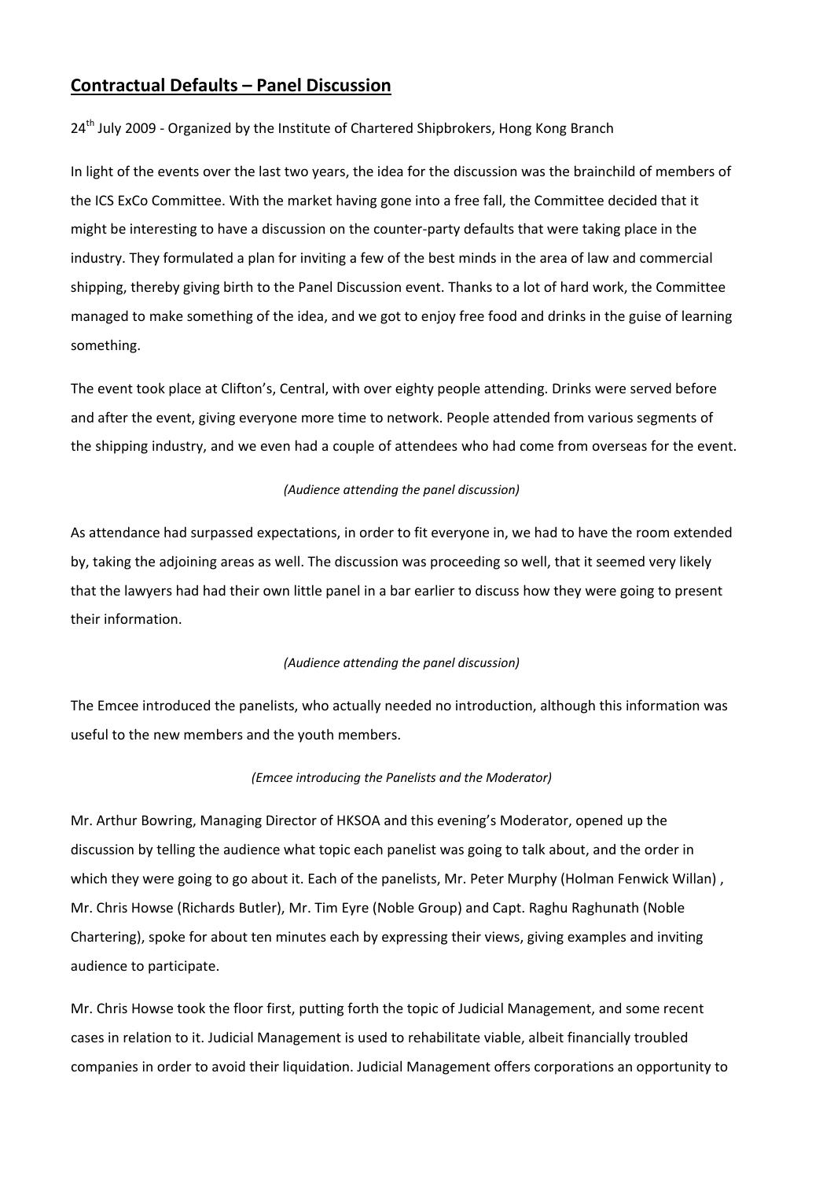# **Contractual Defaults – Panel Discussion**

24th July 2009 - Organized by the Institute of Chartered Shipbrokers, Hong Kong Branch

In light of the events over the last two years, the idea for the discussion was the brainchild of members of the ICS ExCo Committee. With the market having gone into a free fall, the Committee decided that it might be interesting to have a discussion on the counter-party defaults that were taking place in the industry. They formulated a plan for inviting a few of the best minds in the area of law and commercial shipping, thereby giving birth to the Panel Discussion event. Thanks to a lot of hard work, the Committee managed to make something of the idea, and we got to enjoy free food and drinks in the guise of learning something.

The event took place at Clifton's, Central, with over eighty people attending. Drinks were served before and after the event, giving everyone more time to network. People attended from various segments of the shipping industry, and we even had a couple of attendees who had come from overseas for the event.

*(Audience attending the panel discussion)*

As attendance had surpassed expectations, in order to fit everyone in, we had to have the room extended by, taking the adjoining areas as well. The discussion was proceeding so well, that it seemed very likely that the lawyers had had their own little panel in a bar earlier to discuss how they were going to present their information.

*(Audience attending the panel discussion)*

The Emcee introduced the panelists, who actually needed no introduction, although this information was useful to the new members and the youth members.

*(Emcee introducing the Panelists and the Moderator)*

Mr. Arthur Bowring, Managing Director of HKSOA and this evening's Moderator, opened up the discussion by telling the audience what topic each panelist was going to talk about, and the order in which they were going to go about it. Each of the panelists, Mr. Peter Murphy (Holman Fenwick Willan) , Mr. Chris Howse (Richards Butler), Mr. Tim Eyre (Noble Group) and Capt. Raghu Raghunath (Noble Chartering), spoke for about ten minutes each by expressing their views, giving examples and inviting audience to participate.

Mr. Chris Howse took the floor first, putting forth the topic of Judicial Management, and some recent cases in relation to it. Judicial Management is used to rehabilitate viable, albeit financially troubled companies in order to avoid their liquidation. Judicial Management offers corporations an opportunity to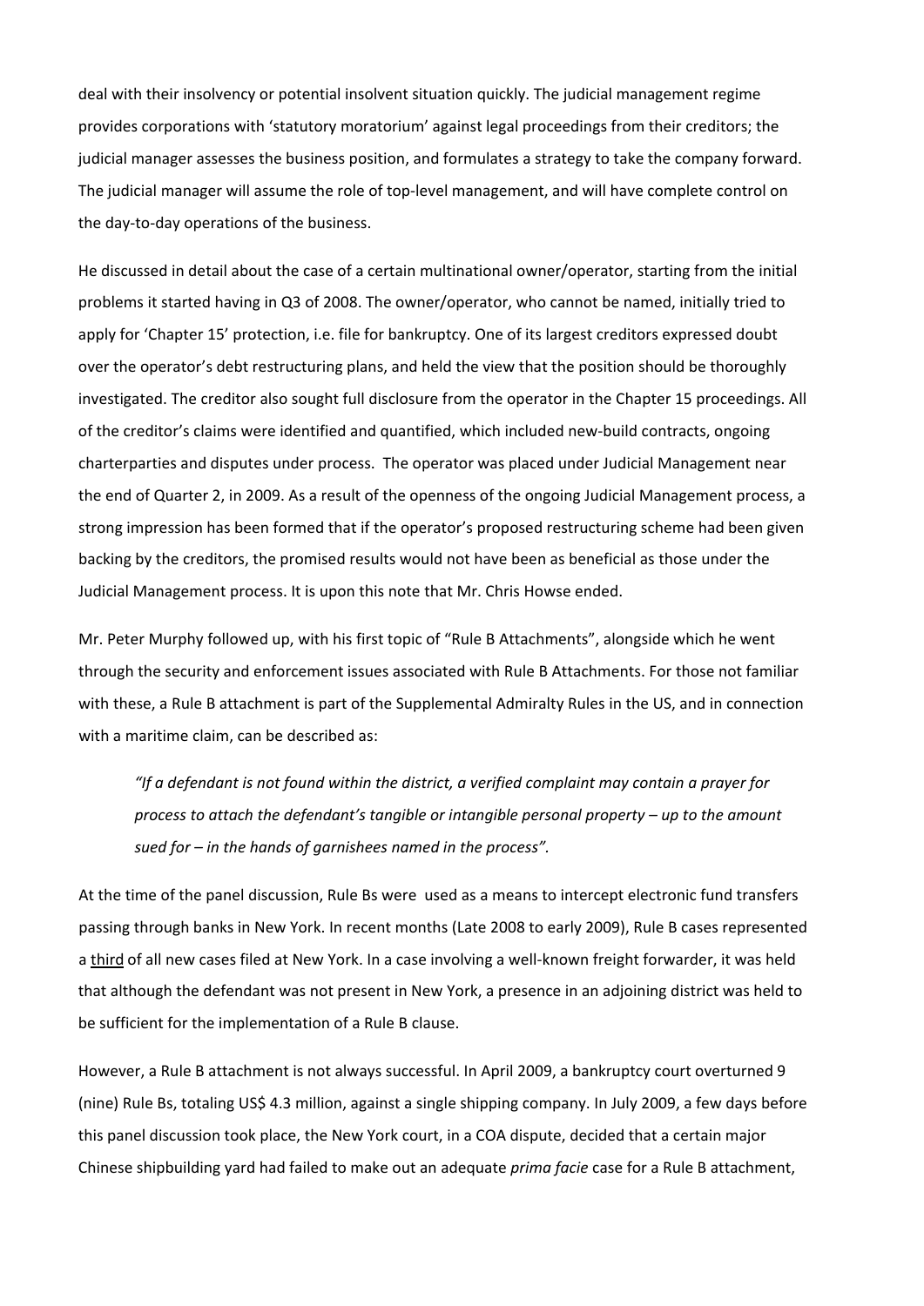deal with their insolvency or potential insolvent situation quickly. The judicial management regime provides corporations with 'statutory moratorium' against legal proceedings from their creditors; the judicial manager assesses the business position, and formulates a strategy to take the company forward. The judicial manager will assume the role of top-level management, and will have complete control on the day-to-day operations of the business.

He discussed in detail about the case of a certain multinational owner/operator, starting from the initial problems it started having in Q3 of 2008. The owner/operator, who cannot be named, initially tried to apply for 'Chapter 15' protection, i.e. file for bankruptcy. One of its largest creditors expressed doubt over the operator's debt restructuring plans, and held the view that the position should be thoroughly investigated. The creditor also sought full disclosure from the operator in the Chapter 15 proceedings. All of the creditor's claims were identified and quantified, which included new-build contracts, ongoing charterparties and disputes under process. The operator was placed under Judicial Management near the end of Quarter 2, in 2009. As a result of the openness of the ongoing Judicial Management process, a strong impression has been formed that if the operator's proposed restructuring scheme had been given backing by the creditors, the promised results would not have been as beneficial as those under the Judicial Management process. It is upon this note that Mr. Chris Howse ended.

Mr. Peter Murphy followed up, with his first topic of "Rule B Attachments", alongside which he went through the security and enforcement issues associated with Rule B Attachments. For those not familiar with these, a Rule B attachment is part of the Supplemental Admiralty Rules in the US, and in connection with a maritime claim, can be described as:

> *"If a defendant is not found within the district, a verified complaint may contain a prayer for process to attach the defendant's tangible or intangible personal property – up to the amount sued for – in the hands of garnishees named in the process".*

At the time of the panel discussion, Rule Bs were used as a means to intercept electronic fund transfers passing through banks in New York. In recent months (Late 2008 to early 2009), Rule B cases represented a <u>third</u> of all new cases filed at New York. In a case involving a well-known freight forwarder, it was held that although the defendant was not present in New York, a presence in an adjoining district was held to be sufficient for the implementation of a Rule B clause.

However, a Rule B attachment is not always successful. In April 2009, a bankruptcy court overturned 9 (nine) Rule Bs, totaling US$ 4.3 million, against a single shipping company. In July 2009, a few days before this panel discussion took place, the New York court, in a COA dispute, decided that a certain major Chinese shipbuilding yard had failed to make out an adequate *prima facie* case for a Rule B attachment,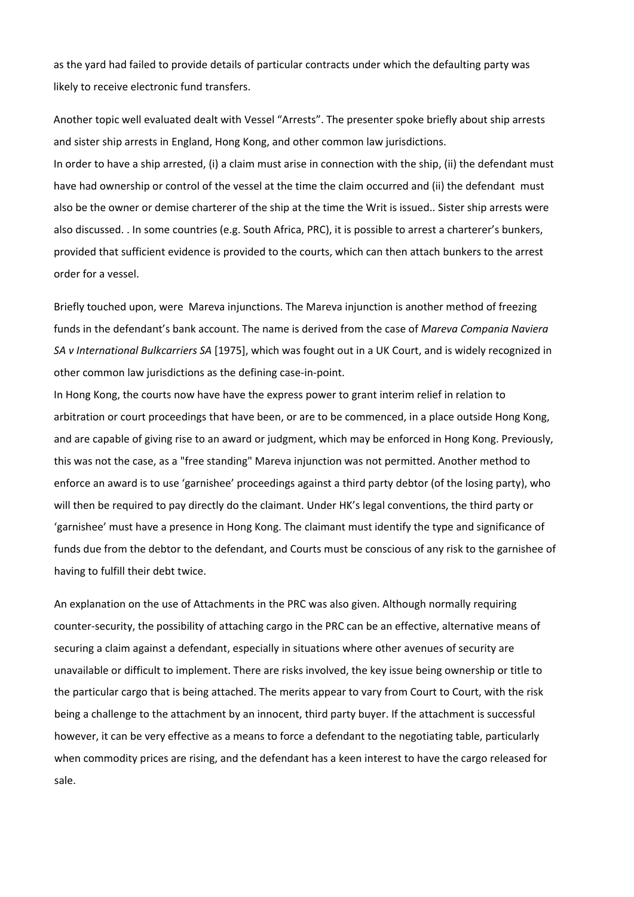as the yard had failed to provide details of particular contracts under which the defaulting party was likely to receive electronic fund transfers.

Another topic well evaluated dealt with Vessel "Arrests". The presenter spoke briefly about ship arrests and sister ship arrests in England, Hong Kong, and other common law jurisdictions.
In order to have a ship arrested, (i) a claim must arise in connection with the ship, (ii) the defendant must have had ownership or control of the vessel at the time the claim occurred and (ii) the defendant must also be the owner or demise charterer of the ship at the time the Writ is issued.. Sister ship arrests were also discussed. . In some countries (e.g. South Africa, PRC), it is possible to arrest a charterer's bunkers, provided that sufficient evidence is provided to the courts, which can then attach bunkers to the arrest order for a vessel.

Briefly touched upon, were Mareva injunctions. The Mareva injunction is another method of freezing funds in the defendant's bank account. The name is derived from the case of *Mareva Compania Naviera SA v International Bulkcarriers SA* [1975], which was fought out in a UK Court, and is widely recognized in other common law jurisdictions as the defining case-in-point.
In Hong Kong, the courts now have have the express power to grant interim relief in relation to arbitration or court proceedings that have been, or are to be commenced, in a place outside Hong Kong, and are capable of giving rise to an award or judgment, which may be enforced in Hong Kong. Previously, this was not the case, as a "free standing" Mareva injunction was not permitted. Another method to enforce an award is to use 'garnishee' proceedings against a third party debtor (of the losing party), who will then be required to pay directly do the claimant. Under HK's legal conventions, the third party or 'garnishee' must have a presence in Hong Kong. The claimant must identify the type and significance of funds due from the debtor to the defendant, and Courts must be conscious of any risk to the garnishee of having to fulfill their debt twice.

An explanation on the use of Attachments in the PRC was also given. Although normally requiring counter-security, the possibility of attaching cargo in the PRC can be an effective, alternative means of securing a claim against a defendant, especially in situations where other avenues of security are unavailable or difficult to implement. There are risks involved, the key issue being ownership or title to the particular cargo that is being attached. The merits appear to vary from Court to Court, with the risk being a challenge to the attachment by an innocent, third party buyer. If the attachment is successful however, it can be very effective as a means to force a defendant to the negotiating table, particularly when commodity prices are rising, and the defendant has a keen interest to have the cargo released for sale.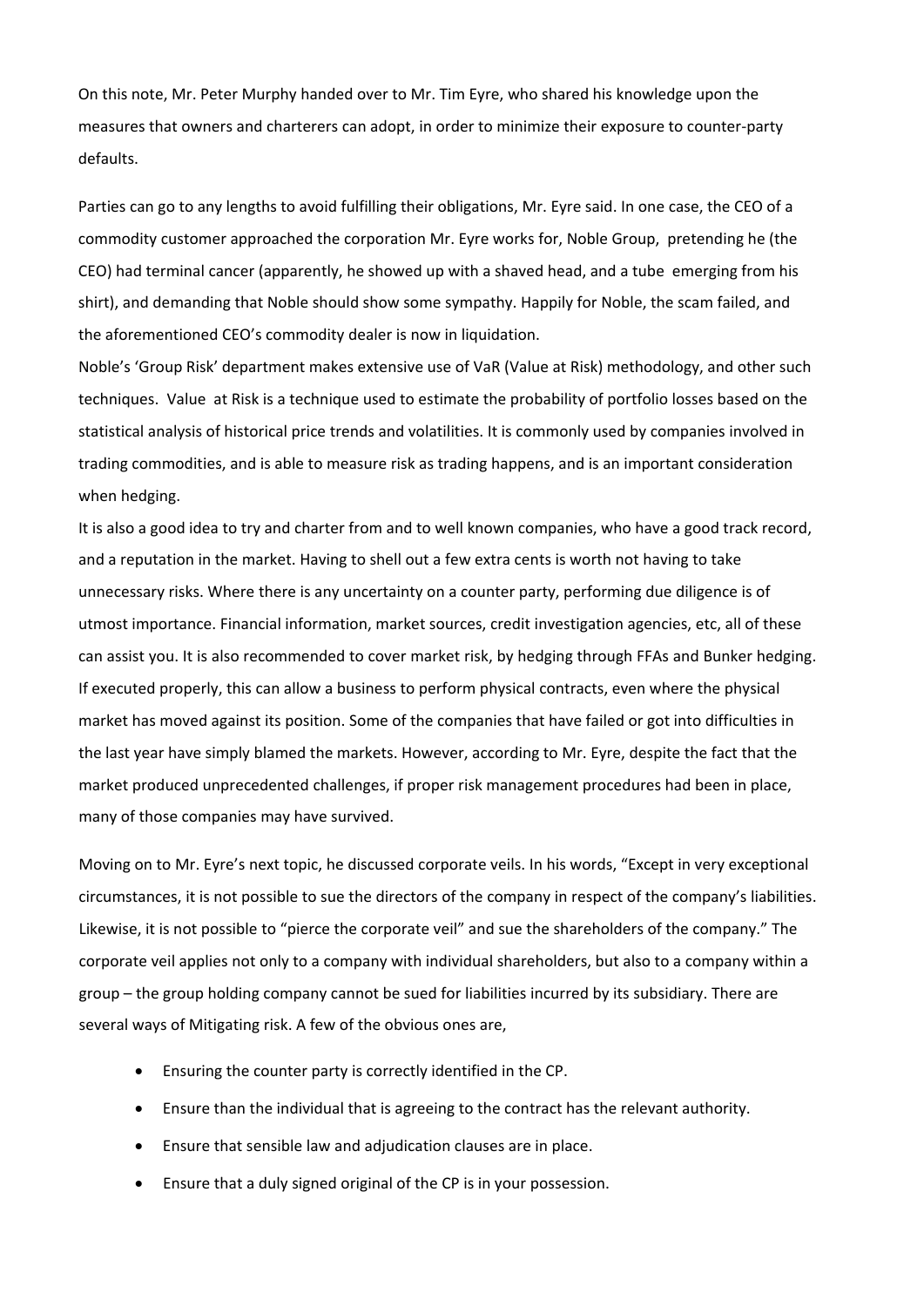On this note, Mr. Peter Murphy handed over to Mr. Tim Eyre, who shared his knowledge upon the measures that owners and charterers can adopt, in order to minimize their exposure to counter-party defaults.

Parties can go to any lengths to avoid fulfilling their obligations, Mr. Eyre said. In one case, the CEO of a commodity customer approached the corporation Mr. Eyre works for, Noble Group, pretending he (the CEO) had terminal cancer (apparently, he showed up with a shaved head, and a tube emerging from his shirt), and demanding that Noble should show some sympathy. Happily for Noble, the scam failed, and the aforementioned CEO's commodity dealer is now in liquidation.

Noble's 'Group Risk' department makes extensive use of VaR (Value at Risk) methodology, and other such techniques. Value at Risk is a technique used to estimate the probability of portfolio losses based on the statistical analysis of historical price trends and volatilities. It is commonly used by companies involved in trading commodities, and is able to measure risk as trading happens, and is an important consideration when hedging.

It is also a good idea to try and charter from and to well known companies, who have a good track record, and a reputation in the market. Having to shell out a few extra cents is worth not having to take unnecessary risks. Where there is any uncertainty on a counter party, performing due diligence is of utmost importance. Financial information, market sources, credit investigation agencies, etc, all of these can assist you. It is also recommended to cover market risk, by hedging through FFAs and Bunker hedging. If executed properly, this can allow a business to perform physical contracts, even where the physical market has moved against its position. Some of the companies that have failed or got into difficulties in the last year have simply blamed the markets. However, according to Mr. Eyre, despite the fact that the market produced unprecedented challenges, if proper risk management procedures had been in place, many of those companies may have survived.

Moving on to Mr. Eyre's next topic, he discussed corporate veils. In his words, "Except in very exceptional circumstances, it is not possible to sue the directors of the company in respect of the company's liabilities. Likewise, it is not possible to "pierce the corporate veil" and sue the shareholders of the company." The corporate veil applies not only to a company with individual shareholders, but also to a company within a group – the group holding company cannot be sued for liabilities incurred by its subsidiary. There are several ways of Mitigating risk. A few of the obvious ones are,

- Ensuring the counter party is correctly identified in the CP.
- Ensure than the individual that is agreeing to the contract has the relevant authority.
- Ensure that sensible law and adjudication clauses are in place.
- Ensure that a duly signed original of the CP is in your possession.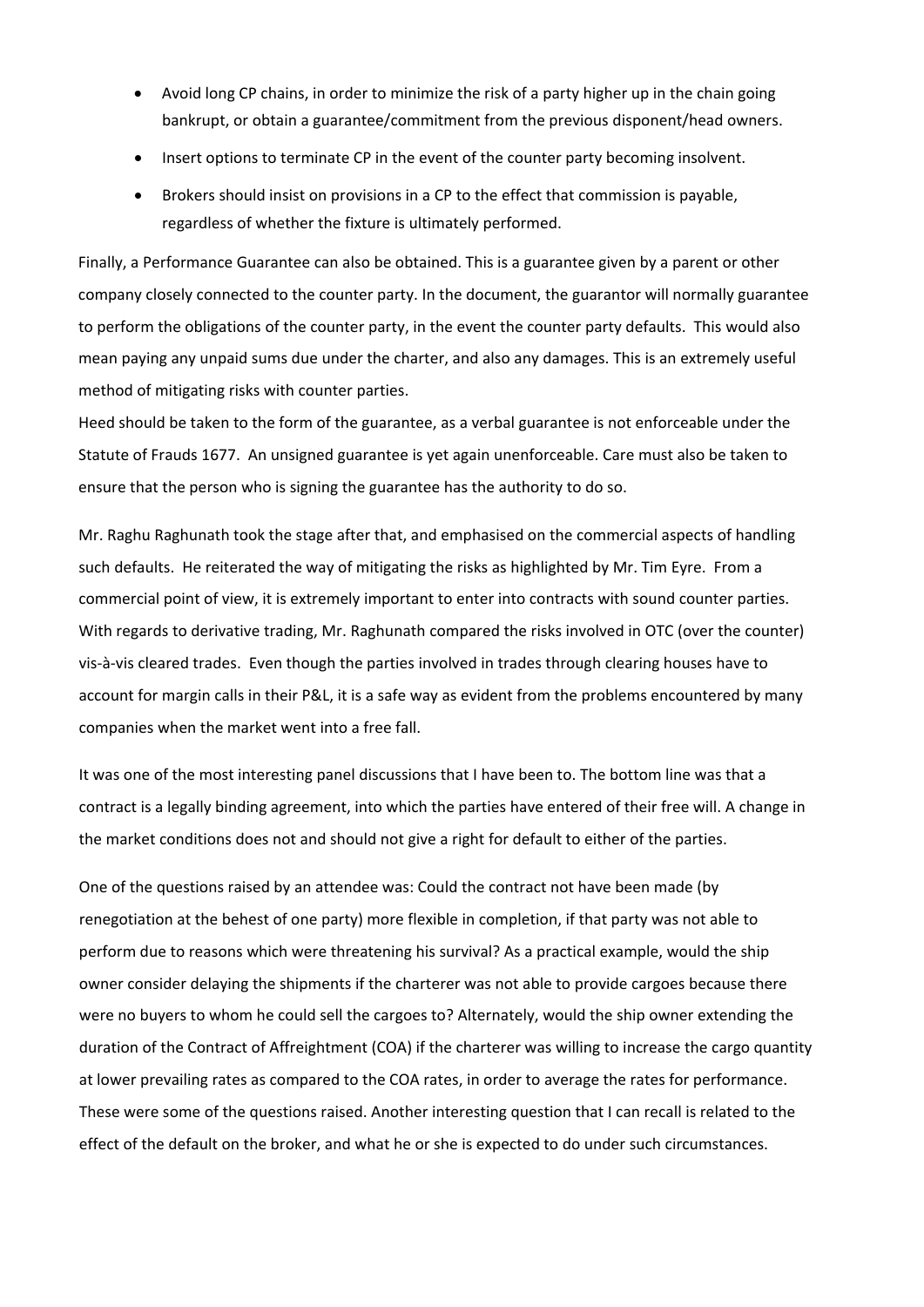- Avoid long CP chains, in order to minimize the risk of a party higher up in the chain going bankrupt, or obtain a guarantee/commitment from the previous disponent/head owners.
- Insert options to terminate CP in the event of the counter party becoming insolvent.
- Brokers should insist on provisions in a CP to the effect that commission is payable, regardless of whether the fixture is ultimately performed.

Finally, a Performance Guarantee can also be obtained. This is a guarantee given by a parent or other company closely connected to the counter party. In the document, the guarantor will normally guarantee to perform the obligations of the counter party, in the event the counter party defaults. This would also mean paying any unpaid sums due under the charter, and also any damages. This is an extremely useful method of mitigating risks with counter parties.
Heed should be taken to the form of the guarantee, as a verbal guarantee is not enforceable under the Statute of Frauds 1677. An unsigned guarantee is yet again unenforceable. Care must also be taken to ensure that the person who is signing the guarantee has the authority to do so.

Mr. Raghu Raghunath took the stage after that, and emphasised on the commercial aspects of handling such defaults. He reiterated the way of mitigating the risks as highlighted by Mr. Tim Eyre. From a commercial point of view, it is extremely important to enter into contracts with sound counter parties. With regards to derivative trading, Mr. Raghunath compared the risks involved in OTC (over the counter) vis-à-vis cleared trades. Even though the parties involved in trades through clearing houses have to account for margin calls in their P&L, it is a safe way as evident from the problems encountered by many companies when the market went into a free fall.

It was one of the most interesting panel discussions that I have been to. The bottom line was that a contract is a legally binding agreement, into which the parties have entered of their free will. A change in the market conditions does not and should not give a right for default to either of the parties.

One of the questions raised by an attendee was: Could the contract not have been made (by renegotiation at the behest of one party) more flexible in completion, if that party was not able to perform due to reasons which were threatening his survival? As a practical example, would the ship owner consider delaying the shipments if the charterer was not able to provide cargoes because there were no buyers to whom he could sell the cargoes to? Alternately, would the ship owner extending the duration of the Contract of Affreightment (COA) if the charterer was willing to increase the cargo quantity at lower prevailing rates as compared to the COA rates, in order to average the rates for performance. These were some of the questions raised. Another interesting question that I can recall is related to the effect of the default on the broker, and what he or she is expected to do under such circumstances.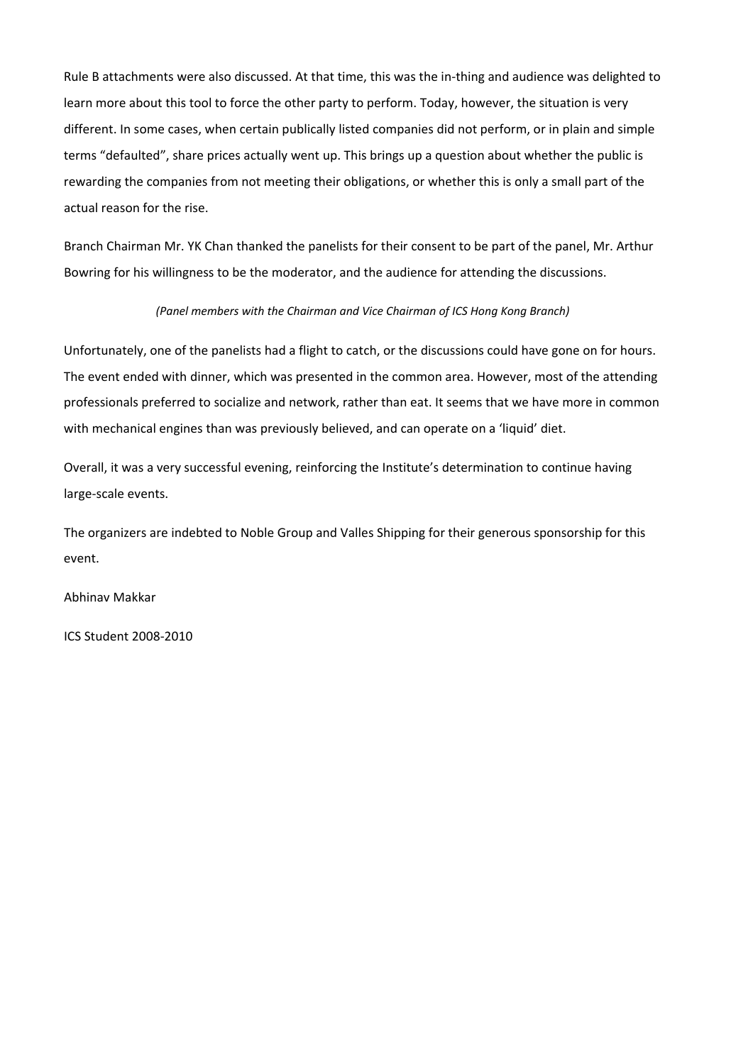Rule B attachments were also discussed. At that time, this was the in-thing and audience was delighted to learn more about this tool to force the other party to perform. Today, however, the situation is very different. In some cases, when certain publically listed companies did not perform, or in plain and simple terms "defaulted", share prices actually went up. This brings up a question about whether the public is rewarding the companies from not meeting their obligations, or whether this is only a small part of the actual reason for the rise.

Branch Chairman Mr. YK Chan thanked the panelists for their consent to be part of the panel, Mr. Arthur Bowring for his willingness to be the moderator, and the audience for attending the discussions.

*(Panel members with the Chairman and Vice Chairman of ICS Hong Kong Branch)*

Unfortunately, one of the panelists had a flight to catch, or the discussions could have gone on for hours. The event ended with dinner, which was presented in the common area. However, most of the attending professionals preferred to socialize and network, rather than eat. It seems that we have more in common with mechanical engines than was previously believed, and can operate on a 'liquid' diet.

Overall, it was a very successful evening, reinforcing the Institute's determination to continue having large-scale events.

The organizers are indebted to Noble Group and Valles Shipping for their generous sponsorship for this event.

Abhinav Makkar

ICS Student 2008-2010